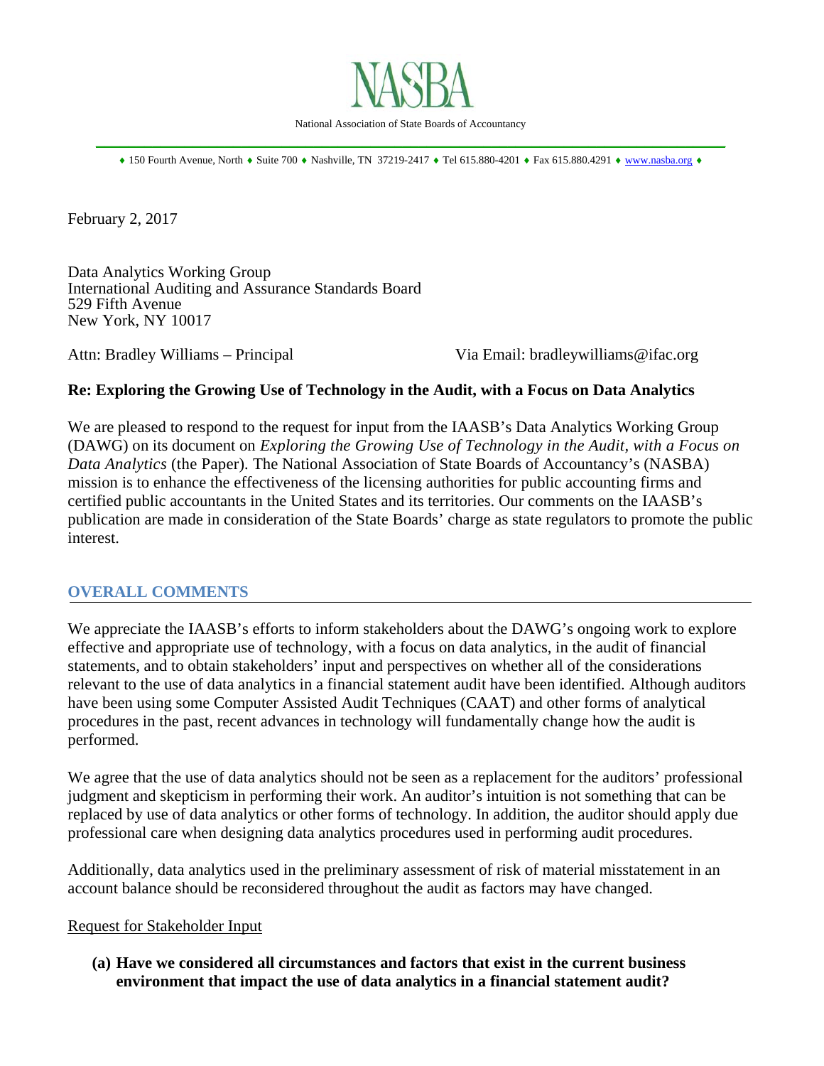# NASBA

National Association of State Boards of Accountancy

♦ 150 Fourth Avenue, North ♦ Suite 700 ♦ Nashville, TN 37219-2417 ♦ Tel 615.880-4201 ♦ Fax 615.880.4291 ♦ www.nasba.org ♦

February 2, 2017

Data Analytics Working Group
International Auditing and Assurance Standards Board
529 Fifth Avenue
New York, NY 10017

Attn: Bradley Williams – Principal Via Email: bradleywilliams@ifac.org

**Re: Exploring the Growing Use of Technology in the Audit, with a Focus on Data Analytics**

We are pleased to respond to the request for input from the IAASB's Data Analytics Working Group (DAWG) on its document on *Exploring the Growing Use of Technology in the Audit, with a Focus on Data Analytics* (the Paper). The National Association of State Boards of Accountancy's (NASBA) mission is to enhance the effectiveness of the licensing authorities for public accounting firms and certified public accountants in the United States and its territories. Our comments on the IAASB's publication are made in consideration of the State Boards' charge as state regulators to promote the public interest.

## OVERALL COMMENTS

We appreciate the IAASB's efforts to inform stakeholders about the DAWG's ongoing work to explore effective and appropriate use of technology, with a focus on data analytics, in the audit of financial statements, and to obtain stakeholders' input and perspectives on whether all of the considerations relevant to the use of data analytics in a financial statement audit have been identified. Although auditors have been using some Computer Assisted Audit Techniques (CAAT) and other forms of analytical procedures in the past, recent advances in technology will fundamentally change how the audit is performed.

We agree that the use of data analytics should not be seen as a replacement for the auditors' professional judgment and skepticism in performing their work. An auditor's intuition is not something that can be replaced by use of data analytics or other forms of technology. In addition, the auditor should apply due professional care when designing data analytics procedures used in performing audit procedures.

Additionally, data analytics used in the preliminary assessment of risk of material misstatement in an account balance should be reconsidered throughout the audit as factors may have changed.

<u>Request for Stakeholder Input</u>

**(a) Have we considered all circumstances and factors that exist in the current business environment that impact the use of data analytics in a financial statement audit?**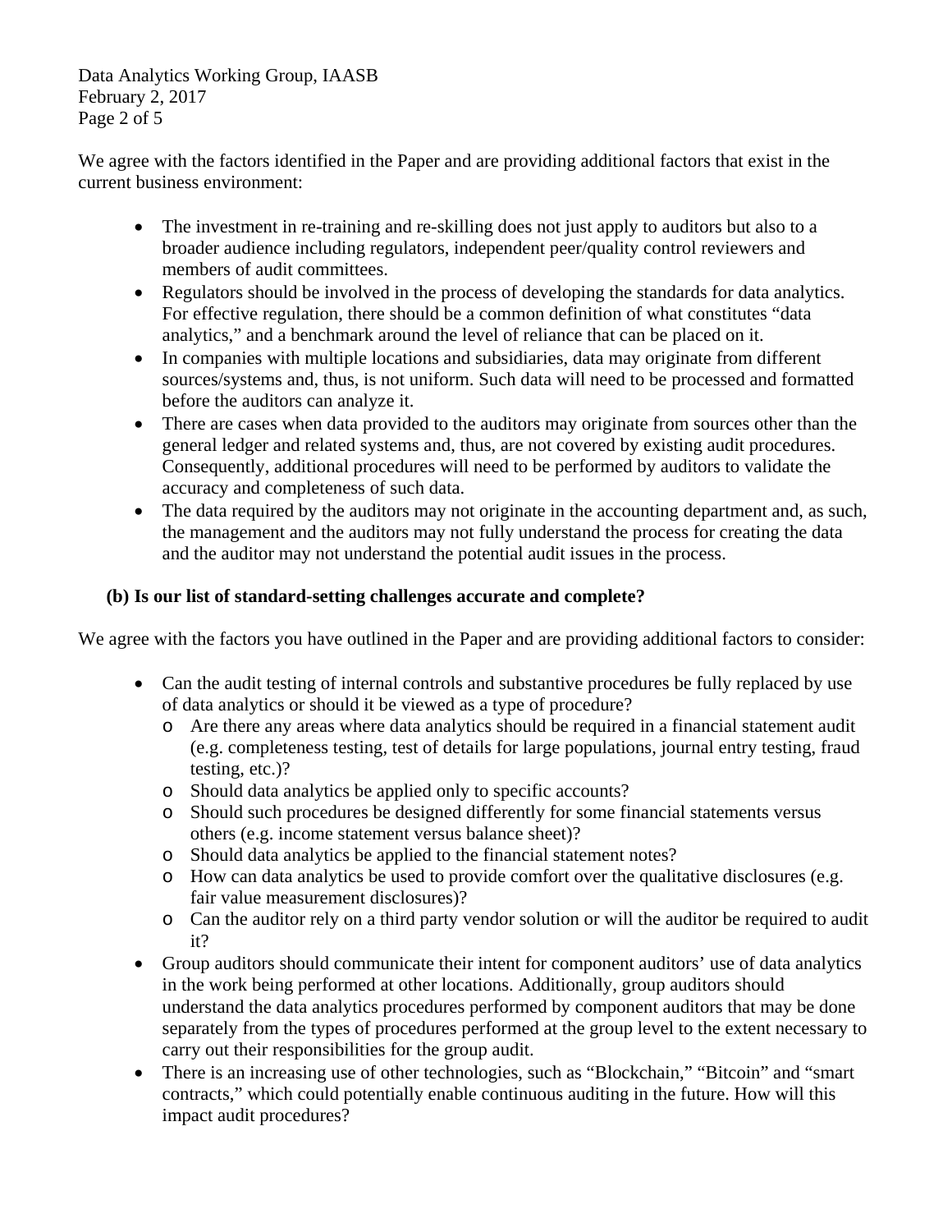We agree with the factors identified in the Paper and are providing additional factors that exist in the current business environment:

- The investment in re-training and re-skilling does not just apply to auditors but also to a broader audience including regulators, independent peer/quality control reviewers and members of audit committees.
- Regulators should be involved in the process of developing the standards for data analytics. For effective regulation, there should be a common definition of what constitutes "data analytics," and a benchmark around the level of reliance that can be placed on it.
- In companies with multiple locations and subsidiaries, data may originate from different sources/systems and, thus, is not uniform. Such data will need to be processed and formatted before the auditors can analyze it.
- There are cases when data provided to the auditors may originate from sources other than the general ledger and related systems and, thus, are not covered by existing audit procedures. Consequently, additional procedures will need to be performed by auditors to validate the accuracy and completeness of such data.
- The data required by the auditors may not originate in the accounting department and, as such, the management and the auditors may not fully understand the process for creating the data and the auditor may not understand the potential audit issues in the process.

**(b) Is our list of standard-setting challenges accurate and complete?**

We agree with the factors you have outlined in the Paper and are providing additional factors to consider:

- Can the audit testing of internal controls and substantive procedures be fully replaced by use of data analytics or should it be viewed as a type of procedure?
  - Are there any areas where data analytics should be required in a financial statement audit (e.g. completeness testing, test of details for large populations, journal entry testing, fraud testing, etc.)?
  - Should data analytics be applied only to specific accounts?
  - Should such procedures be designed differently for some financial statements versus others (e.g. income statement versus balance sheet)?
  - Should data analytics be applied to the financial statement notes?
  - How can data analytics be used to provide comfort over the qualitative disclosures (e.g. fair value measurement disclosures)?
  - Can the auditor rely on a third party vendor solution or will the auditor be required to audit it?
- Group auditors should communicate their intent for component auditors' use of data analytics in the work being performed at other locations. Additionally, group auditors should understand the data analytics procedures performed by component auditors that may be done separately from the types of procedures performed at the group level to the extent necessary to carry out their responsibilities for the group audit.
- There is an increasing use of other technologies, such as "Blockchain," "Bitcoin" and "smart contracts," which could potentially enable continuous auditing in the future. How will this impact audit procedures?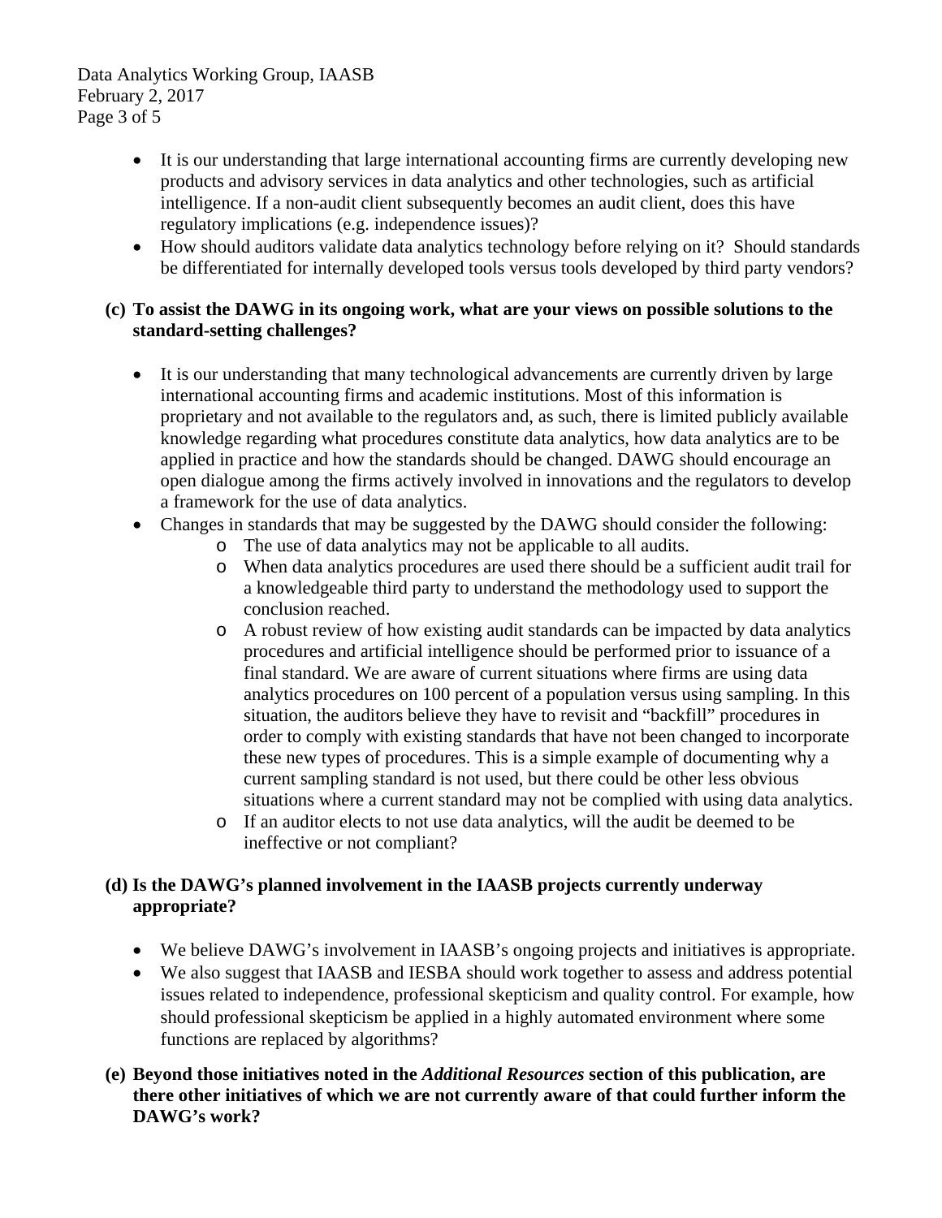- It is our understanding that large international accounting firms are currently developing new products and advisory services in data analytics and other technologies, such as artificial intelligence. If a non-audit client subsequently becomes an audit client, does this have regulatory implications (e.g. independence issues)?
- How should auditors validate data analytics technology before relying on it? Should standards be differentiated for internally developed tools versus tools developed by third party vendors?

**(c) To assist the DAWG in its ongoing work, what are your views on possible solutions to the standard-setting challenges?**

- It is our understanding that many technological advancements are currently driven by large international accounting firms and academic institutions. Most of this information is proprietary and not available to the regulators and, as such, there is limited publicly available knowledge regarding what procedures constitute data analytics, how data analytics are to be applied in practice and how the standards should be changed. DAWG should encourage an open dialogue among the firms actively involved in innovations and the regulators to develop a framework for the use of data analytics.
- Changes in standards that may be suggested by the DAWG should consider the following:
  - The use of data analytics may not be applicable to all audits.
  - When data analytics procedures are used there should be a sufficient audit trail for a knowledgeable third party to understand the methodology used to support the conclusion reached.
  - A robust review of how existing audit standards can be impacted by data analytics procedures and artificial intelligence should be performed prior to issuance of a final standard. We are aware of current situations where firms are using data analytics procedures on 100 percent of a population versus using sampling. In this situation, the auditors believe they have to revisit and "backfill" procedures in order to comply with existing standards that have not been changed to incorporate these new types of procedures. This is a simple example of documenting why a current sampling standard is not used, but there could be other less obvious situations where a current standard may not be complied with using data analytics.
  - If an auditor elects to not use data analytics, will the audit be deemed to be ineffective or not compliant?

**(d) Is the DAWG's planned involvement in the IAASB projects currently underway appropriate?**

- We believe DAWG's involvement in IAASB's ongoing projects and initiatives is appropriate.
- We also suggest that IAASB and IESBA should work together to assess and address potential issues related to independence, professional skepticism and quality control. For example, how should professional skepticism be applied in a highly automated environment where some functions are replaced by algorithms?

**(e) Beyond those initiatives noted in the *Additional Resources* section of this publication, are there other initiatives of which we are not currently aware of that could further inform the DAWG's work?**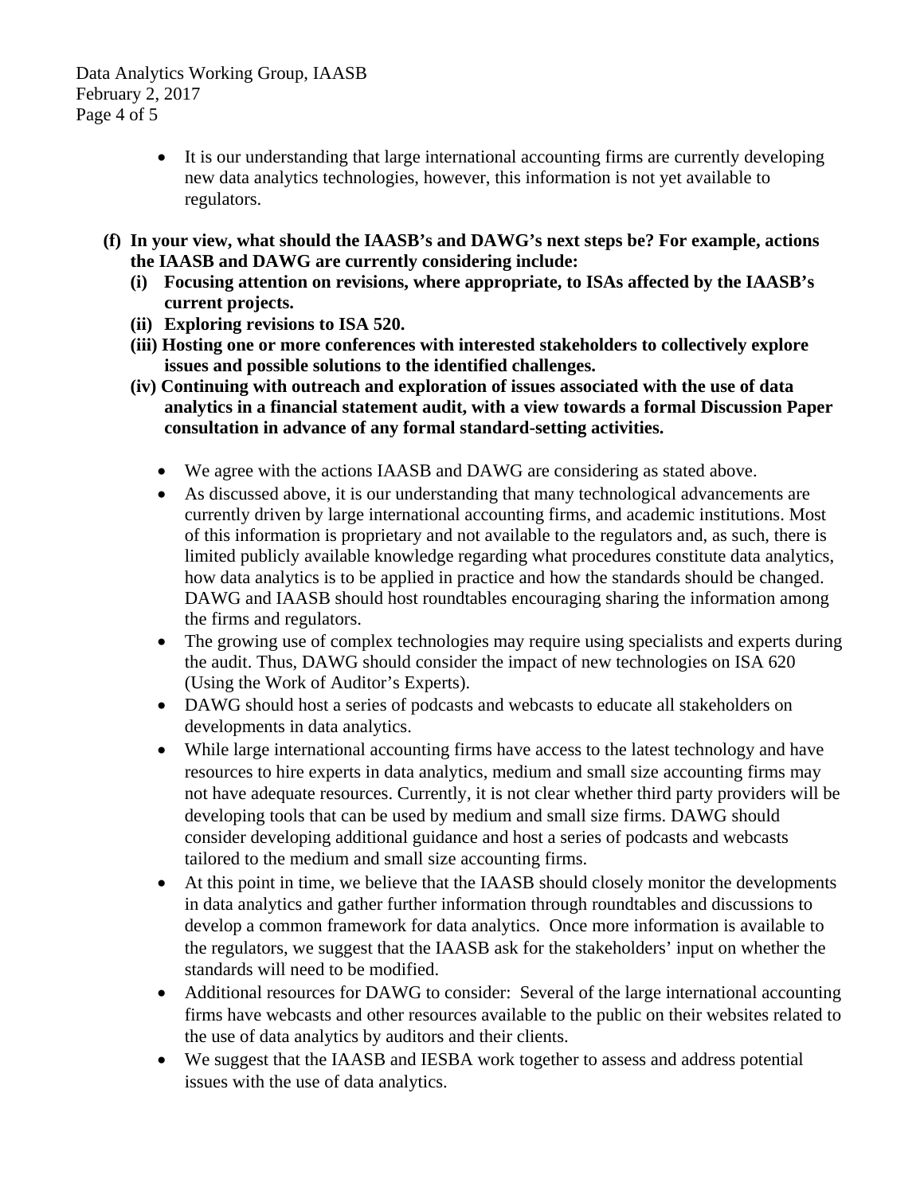- It is our understanding that large international accounting firms are currently developing new data analytics technologies, however, this information is not yet available to regulators.

**(f) In your view, what should the IAASB's and DAWG's next steps be? For example, actions the IAASB and DAWG are currently considering include:**

**(i) Focusing attention on revisions, where appropriate, to ISAs affected by the IAASB's current projects.**

**(ii) Exploring revisions to ISA 520.**

**(iii) Hosting one or more conferences with interested stakeholders to collectively explore issues and possible solutions to the identified challenges.**

**(iv) Continuing with outreach and exploration of issues associated with the use of data analytics in a financial statement audit, with a view towards a formal Discussion Paper consultation in advance of any formal standard-setting activities.**

- We agree with the actions IAASB and DAWG are considering as stated above.
- As discussed above, it is our understanding that many technological advancements are currently driven by large international accounting firms, and academic institutions. Most of this information is proprietary and not available to the regulators and, as such, there is limited publicly available knowledge regarding what procedures constitute data analytics, how data analytics is to be applied in practice and how the standards should be changed. DAWG and IAASB should host roundtables encouraging sharing the information among the firms and regulators.
- The growing use of complex technologies may require using specialists and experts during the audit. Thus, DAWG should consider the impact of new technologies on ISA 620 (Using the Work of Auditor's Experts).
- DAWG should host a series of podcasts and webcasts to educate all stakeholders on developments in data analytics.
- While large international accounting firms have access to the latest technology and have resources to hire experts in data analytics, medium and small size accounting firms may not have adequate resources. Currently, it is not clear whether third party providers will be developing tools that can be used by medium and small size firms. DAWG should consider developing additional guidance and host a series of podcasts and webcasts tailored to the medium and small size accounting firms.
- At this point in time, we believe that the IAASB should closely monitor the developments in data analytics and gather further information through roundtables and discussions to develop a common framework for data analytics. Once more information is available to the regulators, we suggest that the IAASB ask for the stakeholders' input on whether the standards will need to be modified.
- Additional resources for DAWG to consider: Several of the large international accounting firms have webcasts and other resources available to the public on their websites related to the use of data analytics by auditors and their clients.
- We suggest that the IAASB and IESBA work together to assess and address potential issues with the use of data analytics.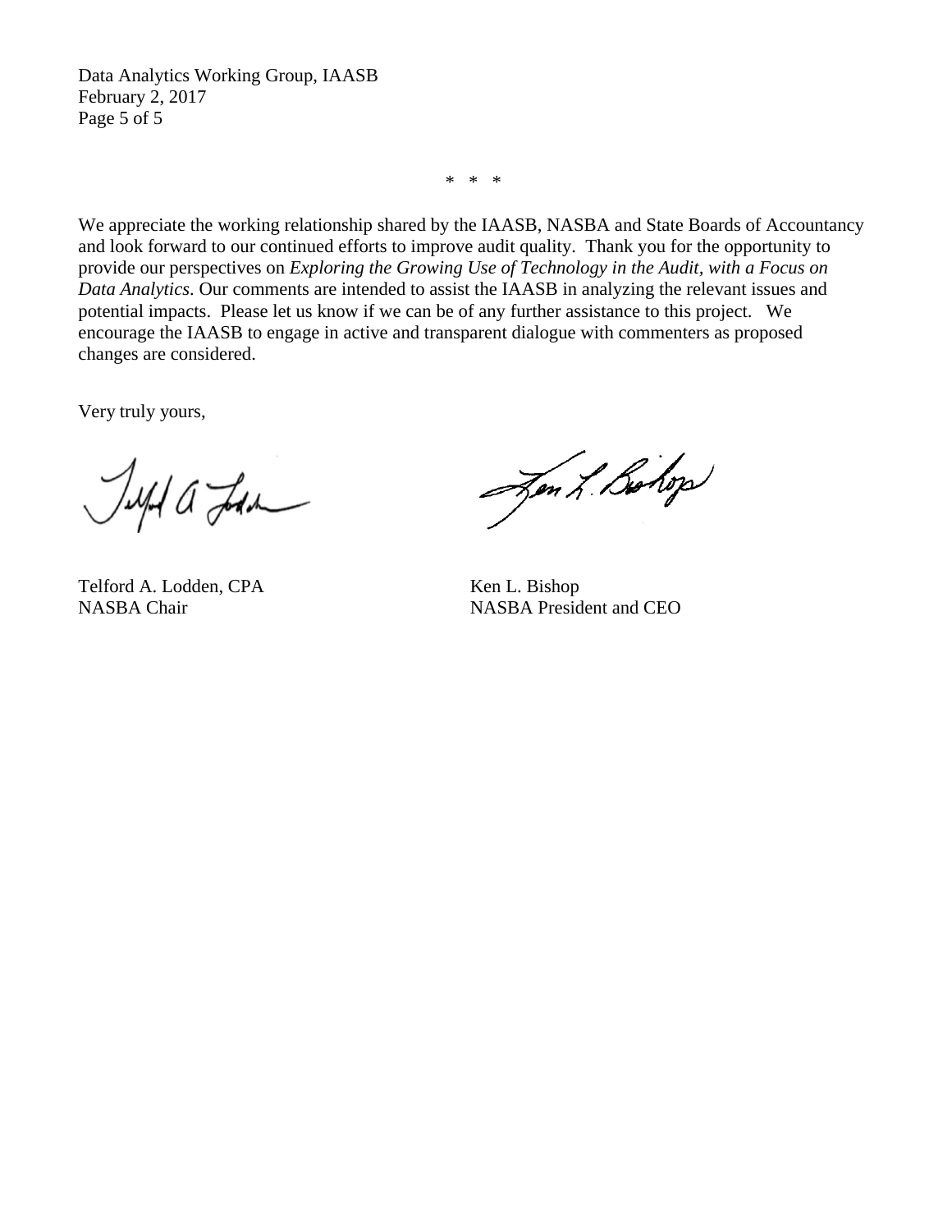\* \* \*

We appreciate the working relationship shared by the IAASB, NASBA and State Boards of Accountancy and look forward to our continued efforts to improve audit quality. Thank you for the opportunity to provide our perspectives on *Exploring the Growing Use of Technology in the Audit, with a Focus on Data Analytics*. Our comments are intended to assist the IAASB in analyzing the relevant issues and potential impacts. Please let us know if we can be of any further assistance to this project. We encourage the IAASB to engage in active and transparent dialogue with commenters as proposed changes are considered.

Very truly yours,

Telford A. Lodden, CPA
NASBA Chair

Ken L. Bishop
NASBA President and CEO